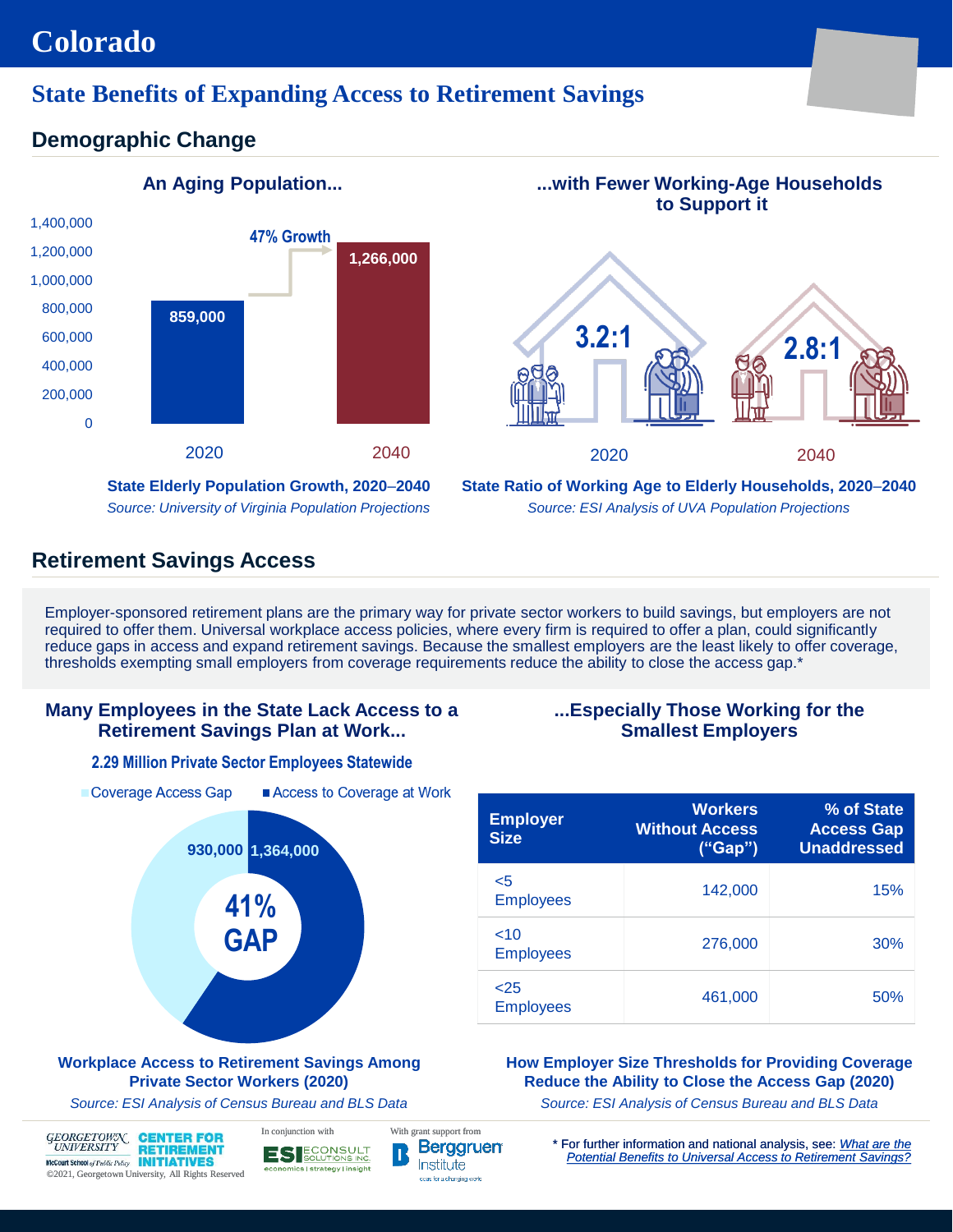# Colorado

## State Benefits of Expanding Access to Retirement Savings

### Demographic Change

**An Aging Population...**

| Year | Elderly Population |
|---|---|
| 2020 | 859,000 |
| 2040 | 1,266,000 |

47% Growth

**State Elderly Population Growth, 2020–2040**

*Source: University of Virginia Population Projections*

**...with Fewer Working-Age Households to Support it**

| Year | Ratio |
|---|---|
| 2020 | 3.2:1 |
| 2040 | 2.8:1 |

**State Ratio of Working Age to Elderly Households, 2020–2040**

*Source: ESI Analysis of UVA Population Projections*

### Retirement Savings Access

Employer-sponsored retirement plans are the primary way for private sector workers to build savings, but employers are not required to offer them. Universal workplace access policies, where every firm is required to offer a plan, could significantly reduce gaps in access and expand retirement savings. Because the smallest employers are the least likely to offer coverage, thresholds exempting small employers from coverage requirements reduce the ability to close the access gap.*

**Many Employees in the State Lack Access to a Retirement Savings Plan at Work...**

**2.29 Million Private Sector Employees Statewide**

| Category | Employees |
|---|---|
| Coverage Access Gap | 930,000 |
| Access to Coverage at Work | 1,364,000 |

41% GAP

**Workplace Access to Retirement Savings Among Private Sector Workers (2020)**

*Source: ESI Analysis of Census Bureau and BLS Data*

**...Especially Those Working for the Smallest Employers**

| Employer Size | Workers Without Access ("Gap") | % of State Access Gap Unaddressed |
|---|---|---|
| <5 Employees | 142,000 | 15% |
| <10 Employees | 276,000 | 30% |
| <25 Employees | 461,000 | 50% |

**How Employer Size Thresholds for Providing Coverage Reduce the Ability to Close the Access Gap (2020)**

*Source: ESI Analysis of Census Bureau and BLS Data*

Georgetown University McCourt School of Public Policy — Center for Retirement Initiatives
©2021, Georgetown University, All Rights Reserved

In conjunction with ESI Econsult Solutions Inc. — economics | strategy | insight

With grant support from Berggruen Institute

\* For further information and national analysis, see: *What are the Potential Benefits to Universal Access to Retirement Savings?*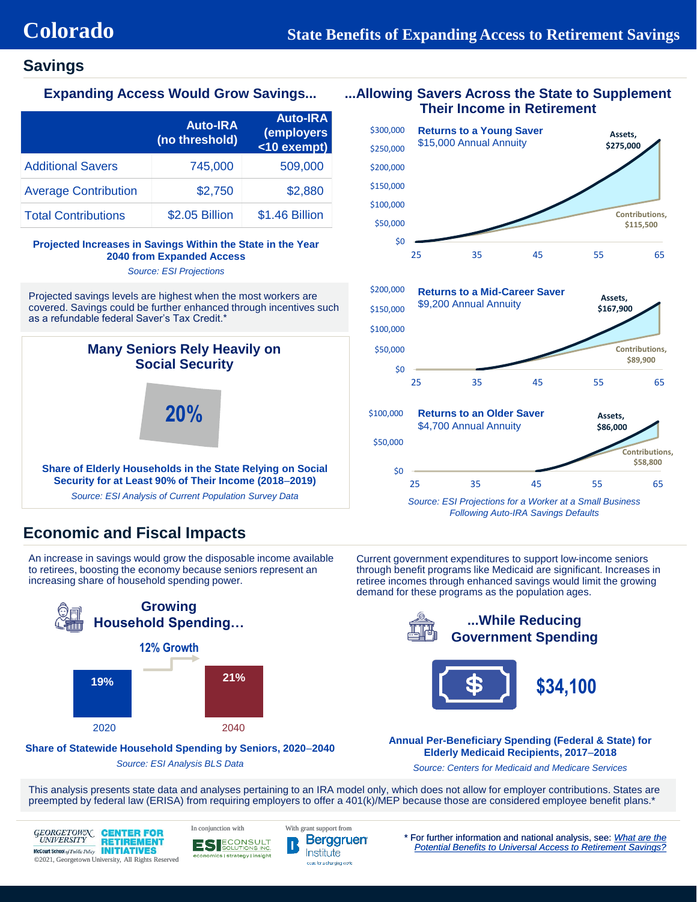# Colorado

## State Benefits of Expanding Access to Retirement Savings

## Savings

### Expanding Access Would Grow Savings...

| | Auto-IRA (no threshold) | Auto-IRA (employers <10 exempt) |
|---|---|---|
| Additional Savers | 745,000 | 509,000 |
| Average Contribution | $2,750 | $2,880 |
| Total Contributions | $2.05 Billion | $1.46 Billion |

**Projected Increases in Savings Within the State in the Year 2040 from Expanded Access**

*Source: ESI Projections*

Projected savings levels are highest when the most workers are covered. Savings could be further enhanced through incentives such as a refundable federal Saver's Tax Credit.*

### Many Seniors Rely Heavily on Social Security

20%

**Share of Elderly Households in the State Relying on Social Security for at Least 90% of Their Income (2018–2019)**

*Source: ESI Analysis of Current Population Survey Data*

### ...Allowing Savers Across the State to Supplement Their Income in Retirement

**Returns to a Young Saver**
$15,000 Annual Annuity
Assets, $275,000
Contributions, $115,500
$0 $50,000 $100,000 $150,000 $200,000 $250,000 $300,000
25 35 45 55 65

**Returns to a Mid-Career Saver**
$9,200 Annual Annuity
Assets, $167,900
Contributions, $89,900
$0 $50,000 $100,000 $150,000 $200,000
25 35 45 55 65

**Returns to an Older Saver**
$4,700 Annual Annuity
Assets, $86,000
Contributions, $58,800
$0 $50,000 $100,000
25 35 45 55 65

*Source: ESI Projections for a Worker at a Small Business Following Auto-IRA Savings Defaults*

## Economic and Fiscal Impacts

An increase in savings would grow the disposable income available to retirees, boosting the economy because seniors represent an increasing share of household spending power.

### Growing Household Spending…

12% Growth
19% 2020
21% 2040

**Share of Statewide Household Spending by Seniors, 2020–2040**

*Source: ESI Analysis BLS Data*

Current government expenditures to support low-income seniors through benefit programs like Medicaid are significant. Increases in retiree incomes through enhanced savings would limit the growing demand for these programs as the population ages.

### ...While Reducing Government Spending

$34,100

**Annual Per-Beneficiary Spending (Federal & State) for Elderly Medicaid Recipients, 2017–2018**

*Source: Centers for Medicaid and Medicare Services*

This analysis presents state data and analyses pertaining to an IRA model only, which does not allow for employer contributions. States are preempted by federal law (ERISA) from requiring employers to offer a 401(k)/MEP because those are considered employee benefit plans.*

Georgetown University McCourt School of Public Policy | Center for Retirement Initiatives
©2021, Georgetown University, All Rights Reserved

In conjunction with ESI EconSult Solutions Inc.

With grant support from Berggruen Institute

\* For further information and national analysis, see: *What are the Potential Benefits to Universal Access to Retirement Savings?*